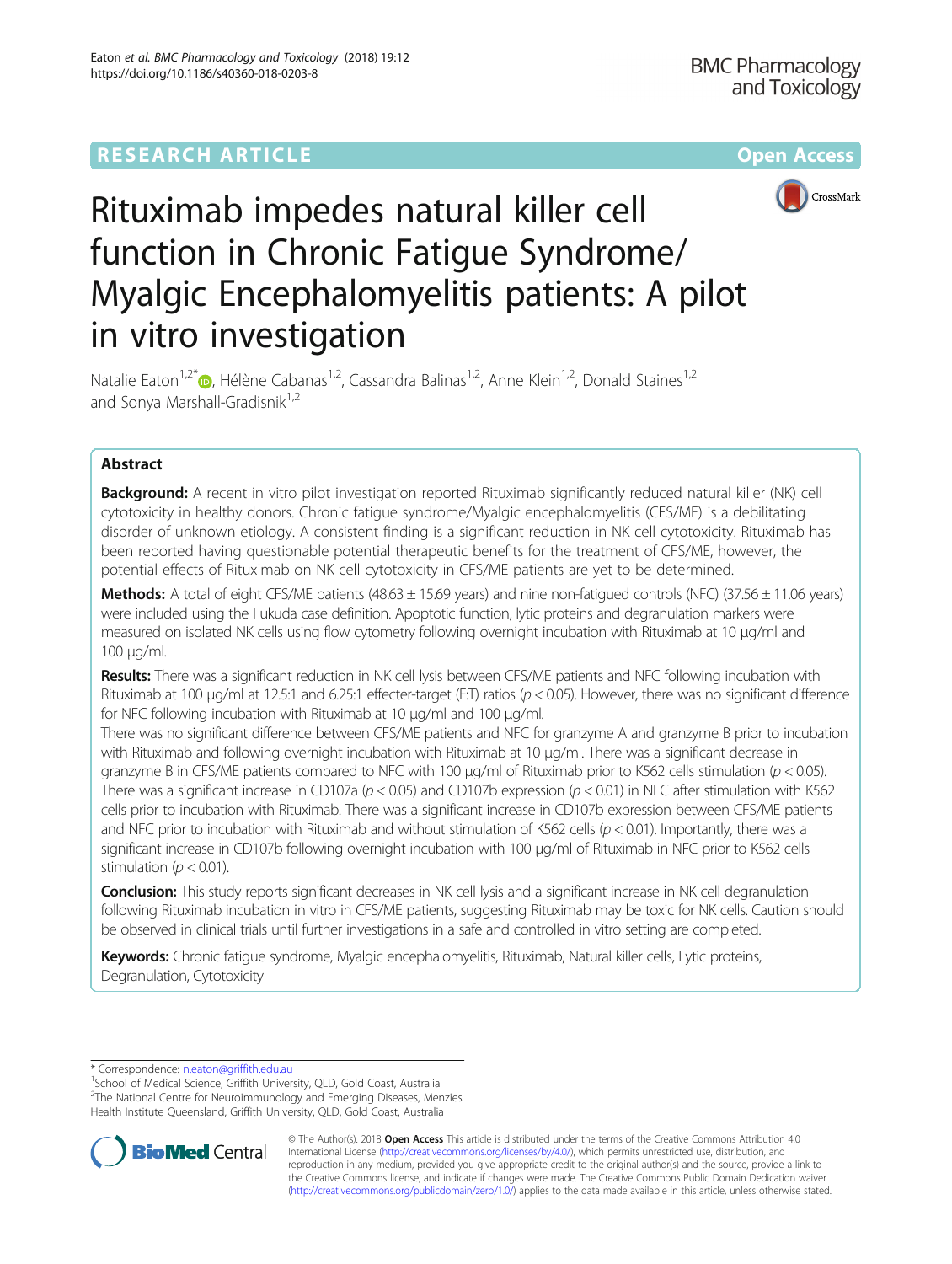RESEARCH ARTICLE Open Access

# Rituximab impedes natural killer cell function in Chronic Fatigue Syndrome/ Myalgic Encephalomyelitis patients: A pilot in vitro investigation

Natalie Eaton[1,2*], Hélène Cabanas[1,2], Cassandra Balinas[1,2], Anne Klein[1,2], Donald Staines[1,2] and Sonya Marshall-Gradisnik[1,2]

## Abstract

**Background:** A recent in vitro pilot investigation reported Rituximab significantly reduced natural killer (NK) cell cytotoxicity in healthy donors. Chronic fatigue syndrome/Myalgic encephalomyelitis (CFS/ME) is a debilitating disorder of unknown etiology. A consistent finding is a significant reduction in NK cell cytotoxicity. Rituximab has been reported having questionable potential therapeutic benefits for the treatment of CFS/ME, however, the potential effects of Rituximab on NK cell cytotoxicity in CFS/ME patients are yet to be determined.

**Methods:** A total of eight CFS/ME patients (48.63 ± 15.69 years) and nine non-fatigued controls (NFC) (37.56 ± 11.06 years) were included using the Fukuda case definition. Apoptotic function, lytic proteins and degranulation markers were measured on isolated NK cells using flow cytometry following overnight incubation with Rituximab at 10 μg/ml and 100 μg/ml.

**Results:** There was a significant reduction in NK cell lysis between CFS/ME patients and NFC following incubation with Rituximab at 100 μg/ml at 12.5:1 and 6.25:1 effecter-target (E:T) ratios ($p < 0.05$). However, there was no significant difference for NFC following incubation with Rituximab at 10 μg/ml and 100 μg/ml.

There was no significant difference between CFS/ME patients and NFC for granzyme A and granzyme B prior to incubation with Rituximab and following overnight incubation with Rituximab at 10 μg/ml. There was a significant decrease in granzyme B in CFS/ME patients compared to NFC with 100 μg/ml of Rituximab prior to K562 cells stimulation ($p < 0.05$). There was a significant increase in CD107a ($p < 0.05$) and CD107b expression ($p < 0.01$) in NFC after stimulation with K562 cells prior to incubation with Rituximab. There was a significant increase in CD107b expression between CFS/ME patients and NFC prior to incubation with Rituximab and without stimulation of K562 cells ($p < 0.01$). Importantly, there was a significant increase in CD107b following overnight incubation with 100 μg/ml of Rituximab in NFC prior to K562 cells stimulation ($p < 0.01$).

**Conclusion:** This study reports significant decreases in NK cell lysis and a significant increase in NK cell degranulation following Rituximab incubation in vitro in CFS/ME patients, suggesting Rituximab may be toxic for NK cells. Caution should be observed in clinical trials until further investigations in a safe and controlled in vitro setting are completed.

**Keywords:** Chronic fatigue syndrome, Myalgic encephalomyelitis, Rituximab, Natural killer cells, Lytic proteins, Degranulation, Cytotoxicity

\* Correspondence: n.eaton@griffith.edu.au
[1]School of Medical Science, Griffith University, QLD, Gold Coast, Australia
[2]The National Centre for Neuroimmunology and Emerging Diseases, Menzies Health Institute Queensland, Griffith University, QLD, Gold Coast, Australia

© The Author(s). 2018 **Open Access** This article is distributed under the terms of the Creative Commons Attribution 4.0 International License (http://creativecommons.org/licenses/by/4.0/), which permits unrestricted use, distribution, and reproduction in any medium, provided you give appropriate credit to the original author(s) and the source, provide a link to the Creative Commons license, and indicate if changes were made. The Creative Commons Public Domain Dedication waiver (http://creativecommons.org/publicdomain/zero/1.0/) applies to the data made available in this article, unless otherwise stated.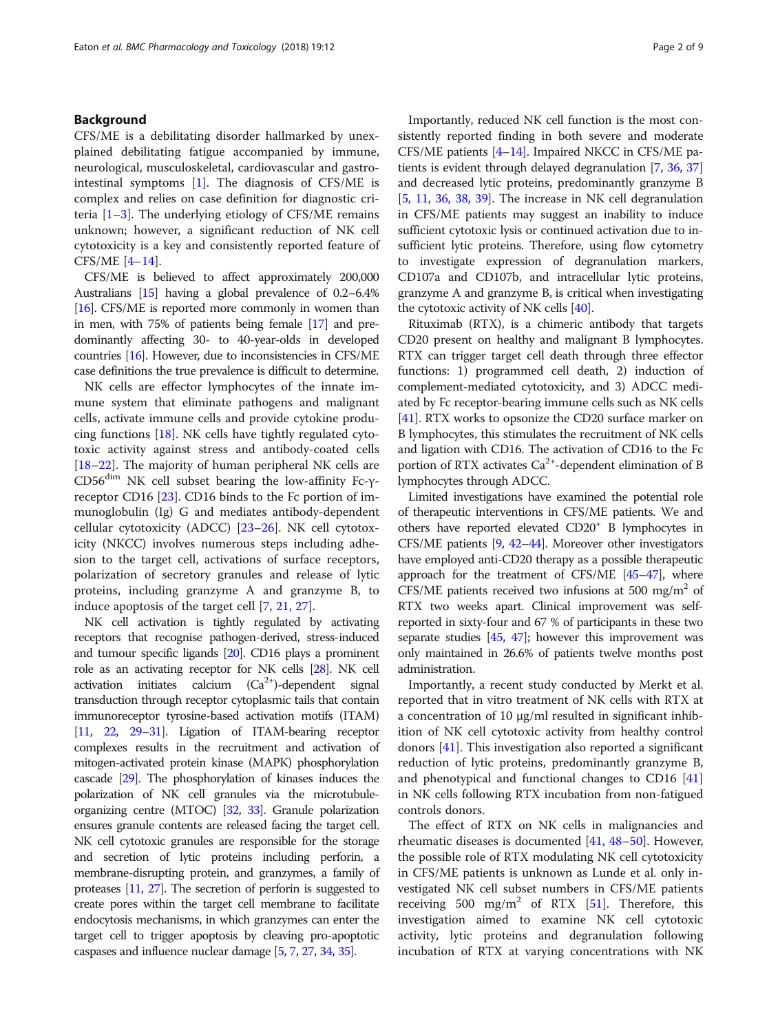## Background

CFS/ME is a debilitating disorder hallmarked by unexplained debilitating fatigue accompanied by immune, neurological, musculoskeletal, cardiovascular and gastrointestinal symptoms [1]. The diagnosis of CFS/ME is complex and relies on case definition for diagnostic criteria [1–3]. The underlying etiology of CFS/ME remains unknown; however, a significant reduction of NK cell cytotoxicity is a key and consistently reported feature of CFS/ME [4–14].

CFS/ME is believed to affect approximately 200,000 Australians [15] having a global prevalence of 0.2–6.4% [16]. CFS/ME is reported more commonly in women than in men, with 75% of patients being female [17] and predominantly affecting 30- to 40-year-olds in developed countries [16]. However, due to inconsistencies in CFS/ME case definitions the true prevalence is difficult to determine.

NK cells are effector lymphocytes of the innate immune system that eliminate pathogens and malignant cells, activate immune cells and provide cytokine producing functions [18]. NK cells have tightly regulated cytotoxic activity against stress and antibody-coated cells [18–22]. The majority of human peripheral NK cells are CD56$^{dim}$ NK cell subset bearing the low-affinity Fc-γ-receptor CD16 [23]. CD16 binds to the Fc portion of immunoglobulin (Ig) G and mediates antibody-dependent cellular cytotoxicity (ADCC) [23–26]. NK cell cytotoxicity (NKCC) involves numerous steps including adhesion to the target cell, activations of surface receptors, polarization of secretory granules and release of lytic proteins, including granzyme A and granzyme B, to induce apoptosis of the target cell [7, 21, 27].

NK cell activation is tightly regulated by activating receptors that recognise pathogen-derived, stress-induced and tumour specific ligands [20]. CD16 plays a prominent role as an activating receptor for NK cells [28]. NK cell activation initiates calcium ($Ca^{2+}$)-dependent signal transduction through receptor cytoplasmic tails that contain immunoreceptor tyrosine-based activation motifs (ITAM) [11, 22, 29–31]. Ligation of ITAM-bearing receptor complexes results in the recruitment and activation of mitogen-activated protein kinase (MAPK) phosphorylation cascade [29]. The phosphorylation of kinases induces the polarization of NK cell granules via the microtubule-organizing centre (MTOC) [32, 33]. Granule polarization ensures granule contents are released facing the target cell. NK cell cytotoxic granules are responsible for the storage and secretion of lytic proteins including perforin, a membrane-disrupting protein, and granzymes, a family of proteases [11, 27]. The secretion of perforin is suggested to create pores within the target cell membrane to facilitate endocytosis mechanisms, in which granzymes can enter the target cell to trigger apoptosis by cleaving pro-apoptotic caspases and influence nuclear damage [5, 7, 27, 34, 35].

Importantly, reduced NK cell function is the most consistently reported finding in both severe and moderate CFS/ME patients [4–14]. Impaired NKCC in CFS/ME patients is evident through delayed degranulation [7, 36, 37] and decreased lytic proteins, predominantly granzyme B [5, 11, 36, 38, 39]. The increase in NK cell degranulation in CFS/ME patients may suggest an inability to induce sufficient cytotoxic lysis or continued activation due to insufficient lytic proteins. Therefore, using flow cytometry to investigate expression of degranulation markers, CD107a and CD107b, and intracellular lytic proteins, granzyme A and granzyme B, is critical when investigating the cytotoxic activity of NK cells [40].

Rituximab (RTX), is a chimeric antibody that targets CD20 present on healthy and malignant B lymphocytes. RTX can trigger target cell death through three effector functions: 1) programmed cell death, 2) induction of complement-mediated cytotoxicity, and 3) ADCC mediated by Fc receptor-bearing immune cells such as NK cells [41]. RTX works to opsonize the CD20 surface marker on B lymphocytes, this stimulates the recruitment of NK cells and ligation with CD16. The activation of CD16 to the Fc portion of RTX activates $Ca^{2+}$-dependent elimination of B lymphocytes through ADCC.

Limited investigations have examined the potential role of therapeutic interventions in CFS/ME patients. We and others have reported elevated CD20$^{+}$ B lymphocytes in CFS/ME patients [9, 42–44]. Moreover other investigators have employed anti-CD20 therapy as a possible therapeutic approach for the treatment of CFS/ME [45–47], where CFS/ME patients received two infusions at 500 mg/m$^2$ of RTX two weeks apart. Clinical improvement was self-reported in sixty-four and 67 % of participants in these two separate studies [45, 47]; however this improvement was only maintained in 26.6% of patients twelve months post administration.

Importantly, a recent study conducted by Merkt et al. reported that in vitro treatment of NK cells with RTX at a concentration of 10 μg/ml resulted in significant inhibition of NK cell cytotoxic activity from healthy control donors [41]. This investigation also reported a significant reduction of lytic proteins, predominantly granzyme B, and phenotypical and functional changes to CD16 [41] in NK cells following RTX incubation from non-fatigued controls donors.

The effect of RTX on NK cells in malignancies and rheumatic diseases is documented [41, 48–50]. However, the possible role of RTX modulating NK cell cytotoxicity in CFS/ME patients is unknown as Lunde et al. only investigated NK cell subset numbers in CFS/ME patients receiving 500 mg/m$^2$ of RTX [51]. Therefore, this investigation aimed to examine NK cell cytotoxic activity, lytic proteins and degranulation following incubation of RTX at varying concentrations with NK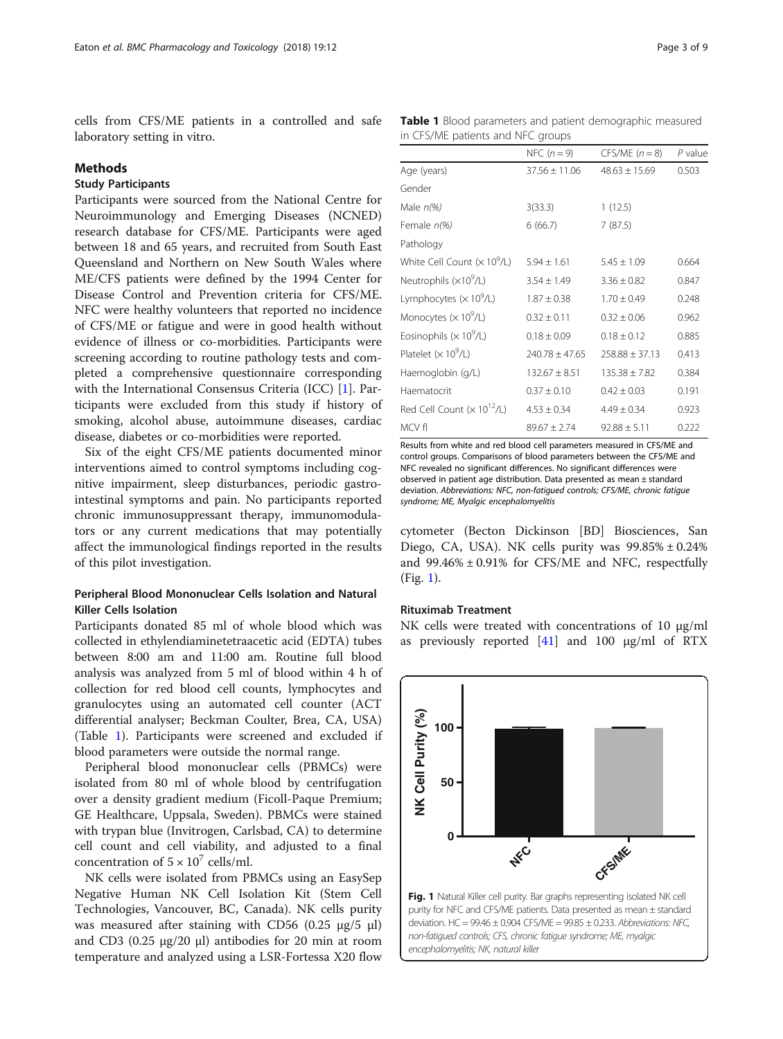cells from CFS/ME patients in a controlled and safe laboratory setting in vitro.

## Methods

### Study Participants

Participants were sourced from the National Centre for Neuroimmunology and Emerging Diseases (NCNED) research database for CFS/ME. Participants were aged between 18 and 65 years, and recruited from South East Queensland and Northern on New South Wales where ME/CFS patients were defined by the 1994 Center for Disease Control and Prevention criteria for CFS/ME. NFC were healthy volunteers that reported no incidence of CFS/ME or fatigue and were in good health without evidence of illness or co-morbidities. Participants were screening according to routine pathology tests and completed a comprehensive questionnaire corresponding with the International Consensus Criteria (ICC) [1]. Participants were excluded from this study if history of smoking, alcohol abuse, autoimmune diseases, cardiac disease, diabetes or co-morbidities were reported.

Six of the eight CFS/ME patients documented minor interventions aimed to control symptoms including cognitive impairment, sleep disturbances, periodic gastrointestinal symptoms and pain. No participants reported chronic immunosuppressant therapy, immunomodulators or any current medications that may potentially affect the immunological findings reported in the results of this pilot investigation.

### Peripheral Blood Mononuclear Cells Isolation and Natural Killer Cells Isolation

Participants donated 85 ml of whole blood which was collected in ethylendiaminetetraacetic acid (EDTA) tubes between 8:00 am and 11:00 am. Routine full blood analysis was analyzed from 5 ml of blood within 4 h of collection for red blood cell counts, lymphocytes and granulocytes using an automated cell counter (ACT differential analyser; Beckman Coulter, Brea, CA, USA) (Table 1). Participants were screened and excluded if blood parameters were outside the normal range.

Peripheral blood mononuclear cells (PBMCs) were isolated from 80 ml of whole blood by centrifugation over a density gradient medium (Ficoll-Paque Premium; GE Healthcare, Uppsala, Sweden). PBMCs were stained with trypan blue (Invitrogen, Carlsbad, CA) to determine cell count and cell viability, and adjusted to a final concentration of $5 \times 10^7$ cells/ml.

NK cells were isolated from PBMCs using an EasySep Negative Human NK Cell Isolation Kit (Stem Cell Technologies, Vancouver, BC, Canada). NK cells purity was measured after staining with CD56 (0.25 μg/5 μl) and CD3 (0.25 μg/20 μl) antibodies for 20 min at room temperature and analyzed using a LSR-Fortessa X20 flow cytometer (Becton Dickinson [BD] Biosciences, San Diego, CA, USA). NK cells purity was 99.85% ± 0.24% and 99.46% ± 0.91% for CFS/ME and NFC, respectfully (Fig. 1).

**Table 1** Blood parameters and patient demographic measured in CFS/ME patients and NFC groups

| | NFC ($n = 9$) | CFS/ME ($n = 8$) | P value |
|---|---|---|---|
| Age (years) | 37.56 ± 11.06 | 48.63 ± 15.69 | 0.503 |
| Gender | | | |
| Male *n(%)* | 3(33.3) | 1 (12.5) | |
| Female *n(%)* | 6 (66.7) | 7 (87.5) | |
| Pathology | | | |
| White Cell Count ($\times 10^9$/L) | 5.94 ± 1.61 | 5.45 ± 1.09 | 0.664 |
| Neutrophils ($\times 10^9$/L) | 3.54 ± 1.49 | 3.36 ± 0.82 | 0.847 |
| Lymphocytes ($\times 10^9$/L) | 1.87 ± 0.38 | 1.70 ± 0.49 | 0.248 |
| Monocytes ($\times 10^9$/L) | 0.32 ± 0.11 | 0.32 ± 0.06 | 0.962 |
| Eosinophils ($\times 10^9$/L) | 0.18 ± 0.09 | 0.18 ± 0.12 | 0.885 |
| Platelet ($\times 10^9$/L) | 240.78 ± 47.65 | 258.88 ± 37.13 | 0.413 |
| Haemoglobin (g/L) | 132.67 ± 8.51 | 135.38 ± 7.82 | 0.384 |
| Haematocrit | 0.37 ± 0.10 | 0.42 ± 0.03 | 0.191 |
| Red Cell Count ($\times 10^{12}$/L) | 4.53 ± 0.34 | 4.49 ± 0.34 | 0.923 |
| MCV fl | 89.67 ± 2.74 | 92.88 ± 5.11 | 0.222 |

Results from white and red blood cell parameters measured in CFS/ME and control groups. Comparisons of blood parameters between the CFS/ME and NFC revealed no significant differences. No significant differences were observed in patient age distribution. Data presented as mean ± standard deviation. *Abbreviations: NFC, non-fatigued controls; CFS/ME, chronic fatigue syndrome; ME, Myalgic encephalomyelitis*

### Rituximab Treatment

NK cells were treated with concentrations of 10 μg/ml as previously reported [41] and 100 μg/ml of RTX

**Fig. 1** Natural Killer cell purity. Bar graphs representing isolated NK cell purity for NFC and CFS/ME patients. Data presented as mean ± standard deviation. HC = 99.46 ± 0.904 CFS/ME = 99.85 ± 0.233. *Abbreviations: NFC, non-fatigued controls; CFS, chronic fatigue syndrome; ME, myalgic encephalomyelitis; NK, natural killer*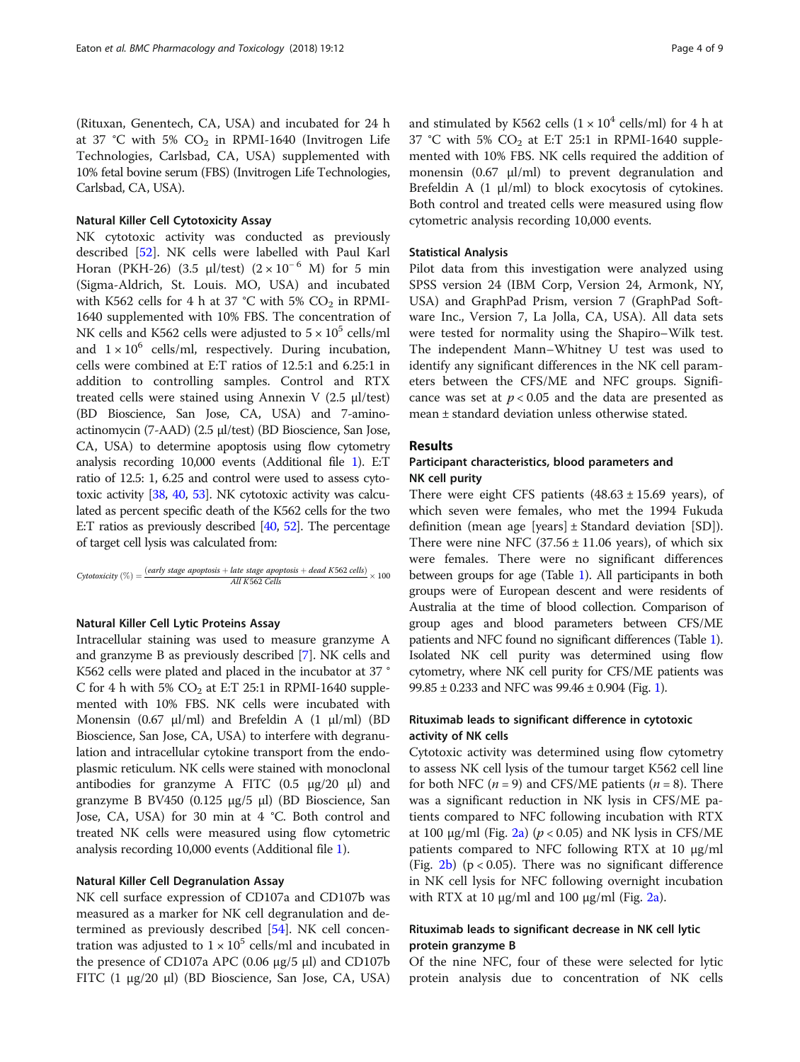(Rituxan, Genentech, CA, USA) and incubated for 24 h at 37 °C with 5% $CO_2$ in RPMI-1640 (Invitrogen Life Technologies, Carlsbad, CA, USA) supplemented with 10% fetal bovine serum (FBS) (Invitrogen Life Technologies, Carlsbad, CA, USA).

### Natural Killer Cell Cytotoxicity Assay

NK cytotoxic activity was conducted as previously described [52]. NK cells were labelled with Paul Karl Horan (PKH-26) (3.5 μl/test) ($2 \times 10^{-6}$ M) for 5 min (Sigma-Aldrich, St. Louis. MO, USA) and incubated with K562 cells for 4 h at 37 °C with 5% $CO_2$ in RPMI-1640 supplemented with 10% FBS. The concentration of NK cells and K562 cells were adjusted to $5 \times 10^5$ cells/ml and $1 \times 10^6$ cells/ml, respectively. During incubation, cells were combined at E:T ratios of 12.5:1 and 6.25:1 in addition to controlling samples. Control and RTX treated cells were stained using Annexin V (2.5 μl/test) (BD Bioscience, San Jose, CA, USA) and 7-amino-actinomycin (7-AAD) (2.5 μl/test) (BD Bioscience, San Jose, CA, USA) to determine apoptosis using flow cytometry analysis recording 10,000 events (Additional file 1). E:T ratio of 12.5: 1, 6.25 and control were used to assess cytotoxic activity [38, 40, 53]. NK cytotoxic activity was calculated as percent specific death of the K562 cells for the two E:T ratios as previously described [40, 52]. The percentage of target cell lysis was calculated from:

$$Cytotoxicity\ (\%) = \frac{(early\ stage\ apoptosis + late\ stage\ apoptosis + dead\ K562\ cells)}{All\ K562\ Cells} \times 100$$

### Natural Killer Cell Lytic Proteins Assay

Intracellular staining was used to measure granzyme A and granzyme B as previously described [7]. NK cells and K562 cells were plated and placed in the incubator at 37 °C for 4 h with 5% $CO_2$ at E:T 25:1 in RPMI-1640 supplemented with 10% FBS. NK cells were incubated with Monensin (0.67 μl/ml) and Brefeldin A (1 μl/ml) (BD Bioscience, San Jose, CA, USA) to interfere with degranulation and intracellular cytokine transport from the endoplasmic reticulum. NK cells were stained with monoclonal antibodies for granzyme A FITC (0.5 μg/20 μl) and granzyme B BV450 (0.125 μg/5 μl) (BD Bioscience, San Jose, CA, USA) for 30 min at 4 °C. Both control and treated NK cells were measured using flow cytometric analysis recording 10,000 events (Additional file 1).

### Natural Killer Cell Degranulation Assay

NK cell surface expression of CD107a and CD107b was measured as a marker for NK cell degranulation and determined as previously described [54]. NK cell concentration was adjusted to $1 \times 10^5$ cells/ml and incubated in the presence of CD107a APC (0.06 μg/5 μl) and CD107b FITC (1 μg/20 μl) (BD Bioscience, San Jose, CA, USA) and stimulated by K562 cells ($1 \times 10^4$ cells/ml) for 4 h at 37 °C with 5% $CO_2$ at E:T 25:1 in RPMI-1640 supplemented with 10% FBS. NK cells required the addition of monensin (0.67 μl/ml) to prevent degranulation and Brefeldin A (1 μl/ml) to block exocytosis of cytokines. Both control and treated cells were measured using flow cytometric analysis recording 10,000 events.

### Statistical Analysis

Pilot data from this investigation were analyzed using SPSS version 24 (IBM Corp, Version 24, Armonk, NY, USA) and GraphPad Prism, version 7 (GraphPad Software Inc., Version 7, La Jolla, CA, USA). All data sets were tested for normality using the Shapiro–Wilk test. The independent Mann–Whitney U test was used to identify any significant differences in the NK cell parameters between the CFS/ME and NFC groups. Significance was set at $p < 0.05$ and the data are presented as mean ± standard deviation unless otherwise stated.

## Results

### Participant characteristics, blood parameters and NK cell purity

There were eight CFS patients (48.63 ± 15.69 years), of which seven were females, who met the 1994 Fukuda definition (mean age [years] ± Standard deviation [SD]). There were nine NFC (37.56 ± 11.06 years), of which six were females. There were no significant differences between groups for age (Table 1). All participants in both groups were of European descent and were residents of Australia at the time of blood collection. Comparison of group ages and blood parameters between CFS/ME patients and NFC found no significant differences (Table 1). Isolated NK cell purity was determined using flow cytometry, where NK cell purity for CFS/ME patients was 99.85 ± 0.233 and NFC was 99.46 ± 0.904 (Fig. 1).

### Rituximab leads to significant difference in cytotoxic activity of NK cells

Cytotoxic activity was determined using flow cytometry to assess NK cell lysis of the tumour target K562 cell line for both NFC ($n = 9$) and CFS/ME patients ($n = 8$). There was a significant reduction in NK lysis in CFS/ME patients compared to NFC following incubation with RTX at 100 μg/ml (Fig. 2a) ($p < 0.05$) and NK lysis in CFS/ME patients compared to NFC following RTX at 10 μg/ml (Fig. 2b) ($p < 0.05$). There was no significant difference in NK cell lysis for NFC following overnight incubation with RTX at 10 μg/ml and 100 μg/ml (Fig. 2a).

### Rituximab leads to significant decrease in NK cell lytic protein granzyme B

Of the nine NFC, four of these were selected for lytic protein analysis due to concentration of NK cells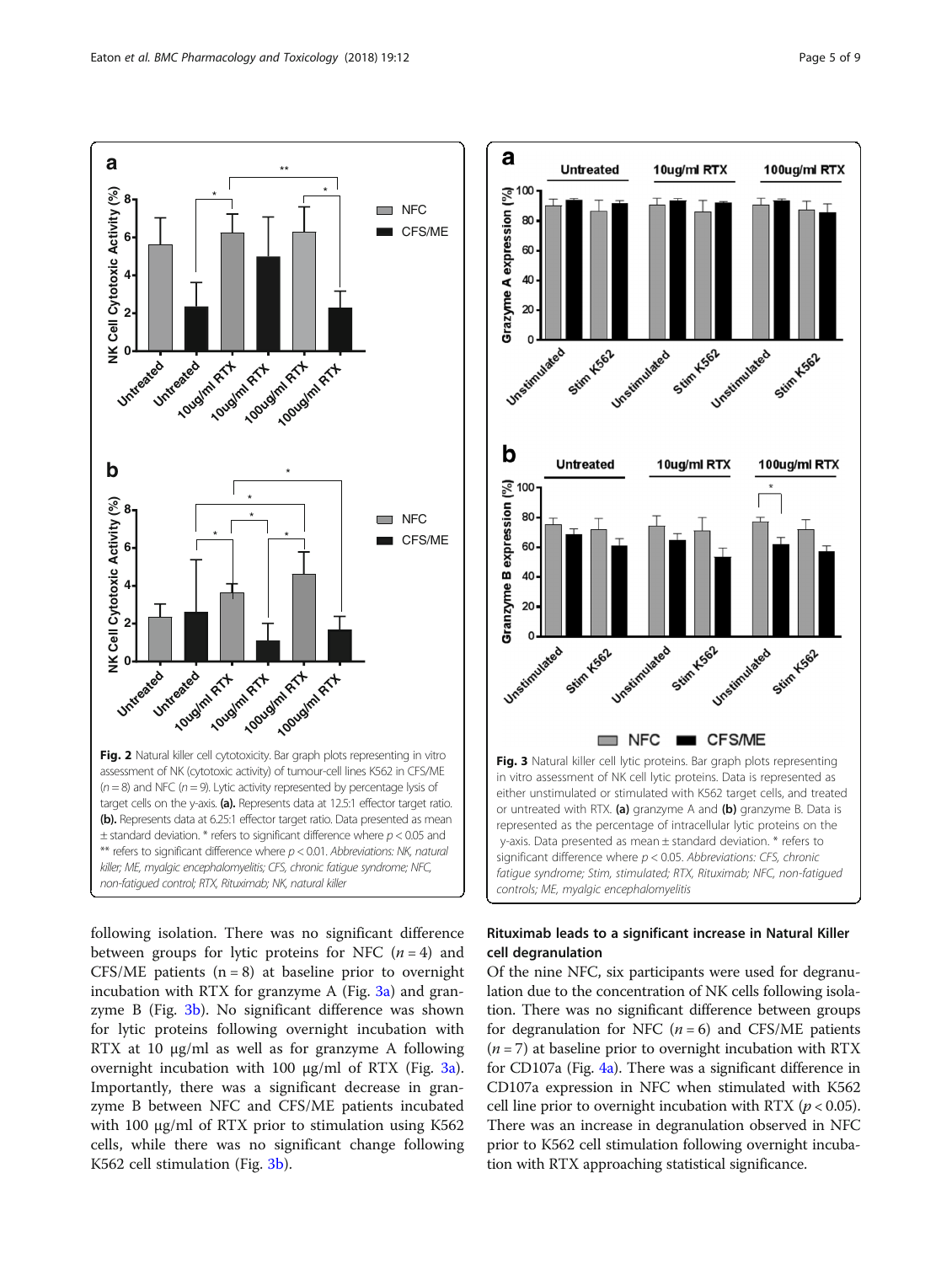Fig. 2 Natural killer cell cytotoxicity. Bar graph plots representing in vitro assessment of NK (cytotoxic activity) of tumour-cell lines K562 in CFS/ME ($n = 8$) and NFC ($n = 9$). Lytic activity represented by percentage lysis of target cells on the y-axis. **(a).** Represents data at 12.5:1 effector target ratio. **(b).** Represents data at 6.25:1 effector target ratio. Data presented as mean ± standard deviation. * refers to significant difference where $p < 0.05$ and ** refers to significant difference where $p < 0.01$. *Abbreviations: NK, natural killer; ME, myalgic encephalomyelitis; CFS, chronic fatigue syndrome; NFC, non-fatigued control; RTX, Rituximab; NK, natural killer*

Fig. 3 Natural killer cell lytic proteins. Bar graph plots representing in vitro assessment of NK cell lytic proteins. Data is represented as either unstimulated or stimulated with K562 target cells, and treated or untreated with RTX. **(a)** granzyme A and **(b)** granzyme B. Data is represented as the percentage of intracellular lytic proteins on the y-axis. Data presented as mean ± standard deviation. * refers to significant difference where $p < 0.05$. *Abbreviations: CFS, chronic fatigue syndrome; Stim, stimulated; RTX, Rituximab; NFC, non-fatigued controls; ME, myalgic encephalomyelitis*

following isolation. There was no significant difference between groups for lytic proteins for NFC ($n = 4$) and CFS/ME patients ($n = 8$) at baseline prior to overnight incubation with RTX for granzyme A (Fig. 3a) and granzyme B (Fig. 3b). No significant difference was shown for lytic proteins following overnight incubation with RTX at 10 μg/ml as well as for granzyme A following overnight incubation with 100 μg/ml of RTX (Fig. 3a). Importantly, there was a significant decrease in granzyme B between NFC and CFS/ME patients incubated with 100 μg/ml of RTX prior to stimulation using K562 cells, while there was no significant change following K562 cell stimulation (Fig. 3b).

## Rituximab leads to a significant increase in Natural Killer cell degranulation

Of the nine NFC, six participants were used for degranulation due to the concentration of NK cells following isolation. There was no significant difference between groups for degranulation for NFC ($n = 6$) and CFS/ME patients ($n = 7$) at baseline prior to overnight incubation with RTX for CD107a (Fig. 4a). There was a significant difference in CD107a expression in NFC when stimulated with K562 cell line prior to overnight incubation with RTX ($p < 0.05$). There was an increase in degranulation observed in NFC prior to K562 cell stimulation following overnight incubation with RTX approaching statistical significance.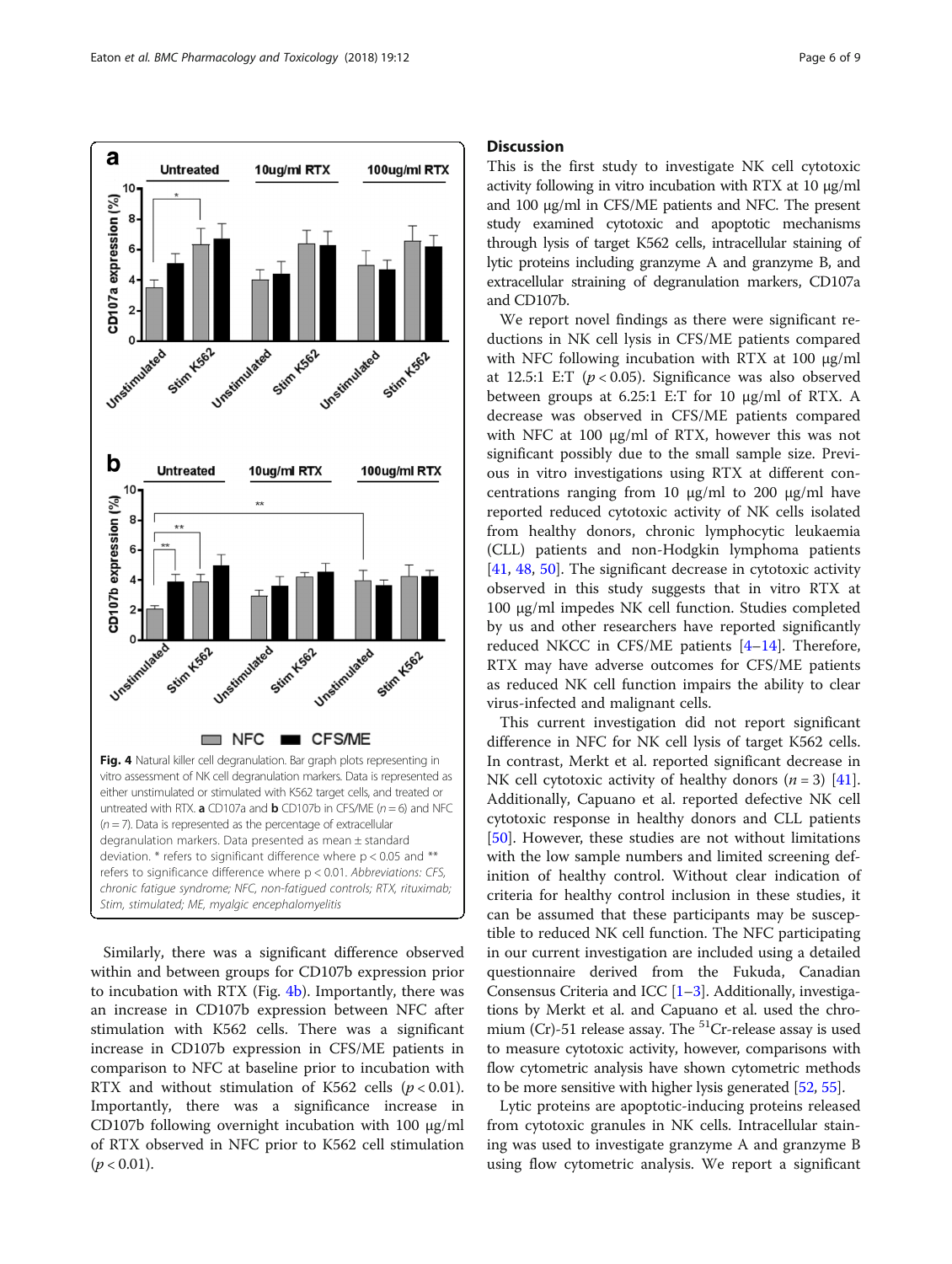Fig. 4 Natural killer cell degranulation. Bar graph plots representing in vitro assessment of NK cell degranulation markers. Data is represented as either unstimulated or stimulated with K562 target cells, and treated or untreated with RTX. **a** CD107a and **b** CD107b in CFS/ME ($n = 6$) and NFC ($n = 7$). Data is represented as the percentage of extracellular degranulation markers. Data presented as mean ± standard deviation. * refers to significant difference where $p < 0.05$ and ** refers to significance difference where $p < 0.01$. *Abbreviations: CFS, chronic fatigue syndrome; NFC, non-fatigued controls; RTX, rituximab; Stim, stimulated; ME, myalgic encephalomyelitis*

Similarly, there was a significant difference observed within and between groups for CD107b expression prior to incubation with RTX (Fig. 4b). Importantly, there was an increase in CD107b expression between NFC after stimulation with K562 cells. There was a significant increase in CD107b expression in CFS/ME patients in comparison to NFC at baseline prior to incubation with RTX and without stimulation of K562 cells ($p < 0.01$). Importantly, there was a significance increase in CD107b following overnight incubation with 100 μg/ml of RTX observed in NFC prior to K562 cell stimulation ($p < 0.01$).

## Discussion

This is the first study to investigate NK cell cytotoxic activity following in vitro incubation with RTX at 10 μg/ml and 100 μg/ml in CFS/ME patients and NFC. The present study examined cytotoxic and apoptotic mechanisms through lysis of target K562 cells, intracellular staining of lytic proteins including granzyme A and granzyme B, and extracellular staining of degranulation markers, CD107a and CD107b.

We report novel findings as there were significant reductions in NK cell lysis in CFS/ME patients compared with NFC following incubation with RTX at 100 μg/ml at 12.5:1 E:T ($p < 0.05$). Significance was also observed between groups at 6.25:1 E:T for 10 μg/ml of RTX. A decrease was observed in CFS/ME patients compared with NFC at 100 μg/ml of RTX, however this was not significant possibly due to the small sample size. Previous in vitro investigations using RTX at different concentrations ranging from 10 μg/ml to 200 μg/ml have reported reduced cytotoxic activity of NK cells isolated from healthy donors, chronic lymphocytic leukaemia (CLL) patients and non-Hodgkin lymphoma patients [41, 48, 50]. The significant decrease in cytotoxic activity observed in this study suggests that in vitro RTX at 100 μg/ml impedes NK cell function. Studies completed by us and other researchers have reported significantly reduced NKCC in CFS/ME patients [4–14]. Therefore, RTX may have adverse outcomes for CFS/ME patients as reduced NK cell function impairs the ability to clear virus-infected and malignant cells.

This current investigation did not report significant difference in NFC for NK cell lysis of target K562 cells. In contrast, Merkt et al. reported significant decrease in NK cell cytotoxic activity of healthy donors ($n = 3$) [41]. Additionally, Capuano et al. reported defective NK cell cytotoxic response in healthy donors and CLL patients [50]. However, these studies are not without limitations with the low sample numbers and limited screening definition of healthy control. Without clear indication of criteria for healthy control inclusion in these studies, it can be assumed that these participants may be susceptible to reduced NK cell function. The NFC participating in our current investigation are included using a detailed questionnaire derived from the Fukuda, Canadian Consensus Criteria and ICC [1–3]. Additionally, investigations by Merkt et al. and Capuano et al. used the chromium (Cr)-51 release assay. The $^{51}$Cr-release assay is used to measure cytotoxic activity, however, comparisons with flow cytometric analysis have shown cytometric methods to be more sensitive with higher lysis generated [52, 55].

Lytic proteins are apoptotic-inducing proteins released from cytotoxic granules in NK cells. Intracellular staining was used to investigate granzyme A and granzyme B using flow cytometric analysis. We report a significant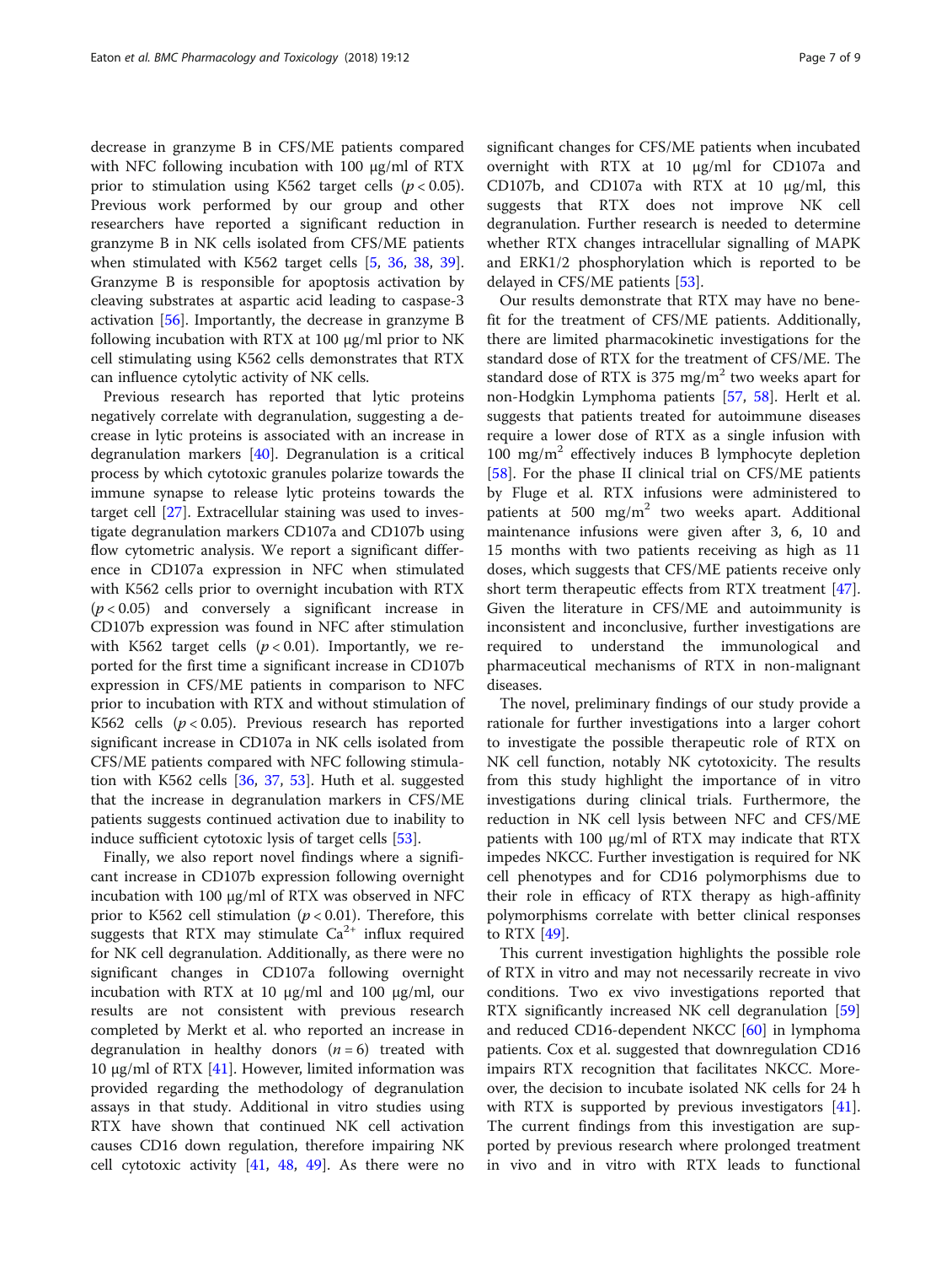decrease in granzyme B in CFS/ME patients compared with NFC following incubation with 100 μg/ml of RTX prior to stimulation using K562 target cells ($p < 0.05$). Previous work performed by our group and other researchers have reported a significant reduction in granzyme B in NK cells isolated from CFS/ME patients when stimulated with K562 target cells [5, 36, 38, 39]. Granzyme B is responsible for apoptosis activation by cleaving substrates at aspartic acid leading to caspase-3 activation [56]. Importantly, the decrease in granzyme B following incubation with RTX at 100 μg/ml prior to NK cell stimulating using K562 cells demonstrates that RTX can influence cytolytic activity of NK cells.

Previous research has reported that lytic proteins negatively correlate with degranulation, suggesting a decrease in lytic proteins is associated with an increase in degranulation markers [40]. Degranulation is a critical process by which cytotoxic granules polarize towards the immune synapse to release lytic proteins towards the target cell [27]. Extracellular staining was used to investigate degranulation markers CD107a and CD107b using flow cytometric analysis. We report a significant difference in CD107a expression in NFC when stimulated with K562 cells prior to overnight incubation with RTX ($p < 0.05$) and conversely a significant increase in CD107b expression was found in NFC after stimulation with K562 target cells ($p < 0.01$). Importantly, we reported for the first time a significant increase in CD107b expression in CFS/ME patients in comparison to NFC prior to incubation with RTX and without stimulation of K562 cells ($p < 0.05$). Previous research has reported significant increase in CD107a in NK cells isolated from CFS/ME patients compared with NFC following stimulation with K562 cells [36, 37, 53]. Huth et al. suggested that the increase in degranulation markers in CFS/ME patients suggests continued activation due to inability to induce sufficient cytotoxic lysis of target cells [53].

Finally, we also report novel findings where a significant increase in CD107b expression following overnight incubation with 100 μg/ml of RTX was observed in NFC prior to K562 cell stimulation ($p < 0.01$). Therefore, this suggests that RTX may stimulate $Ca^{2+}$ influx required for NK cell degranulation. Additionally, as there were no significant changes in CD107a following overnight incubation with RTX at 10 μg/ml and 100 μg/ml, our results are not consistent with previous research completed by Merkt et al. who reported an increase in degranulation in healthy donors ($n = 6$) treated with 10 μg/ml of RTX [41]. However, limited information was provided regarding the methodology of degranulation assays in that study. Additional in vitro studies using RTX have shown that continued NK cell activation causes CD16 down regulation, therefore impairing NK cell cytotoxic activity [41, 48, 49]. As there were no significant changes for CFS/ME patients when incubated overnight with RTX at 10 μg/ml for CD107a and CD107b, and CD107a with RTX at 10 μg/ml, this suggests that RTX does not improve NK cell degranulation. Further research is needed to determine whether RTX changes intracellular signalling of MAPK and ERK1/2 phosphorylation which is reported to be delayed in CFS/ME patients [53].

Our results demonstrate that RTX may have no benefit for the treatment of CFS/ME patients. Additionally, there are limited pharmacokinetic investigations for the standard dose of RTX for the treatment of CFS/ME. The standard dose of RTX is 375 $mg/m^2$ two weeks apart for non-Hodgkin Lymphoma patients [57, 58]. Herlt et al. suggests that patients treated for autoimmune diseases require a lower dose of RTX as a single infusion with 100 $mg/m^2$ effectively induces B lymphocyte depletion [58]. For the phase II clinical trial on CFS/ME patients by Fluge et al. RTX infusions were administered to patients at 500 $mg/m^2$ two weeks apart. Additional maintenance infusions were given after 3, 6, 10 and 15 months with two patients receiving as high as 11 doses, which suggests that CFS/ME patients receive only short term therapeutic effects from RTX treatment [47]. Given the literature in CFS/ME and autoimmunity is inconsistent and inconclusive, further investigations are required to understand the immunological and pharmaceutical mechanisms of RTX in non-malignant diseases.

The novel, preliminary findings of our study provide a rationale for further investigations into a larger cohort to investigate the possible therapeutic role of RTX on NK cell function, notably NK cytotoxicity. The results from this study highlight the importance of in vitro investigations during clinical trials. Furthermore, the reduction in NK cell lysis between NFC and CFS/ME patients with 100 μg/ml of RTX may indicate that RTX impedes NKCC. Further investigation is required for NK cell phenotypes and for CD16 polymorphisms due to their role in efficacy of RTX therapy as high-affinity polymorphisms correlate with better clinical responses to RTX [49].

This current investigation highlights the possible role of RTX in vitro and may not necessarily recreate in vivo conditions. Two ex vivo investigations reported that RTX significantly increased NK cell degranulation [59] and reduced CD16-dependent NKCC [60] in lymphoma patients. Cox et al. suggested that downregulation CD16 impairs RTX recognition that facilitates NKCC. Moreover, the decision to incubate isolated NK cells for 24 h with RTX is supported by previous investigators [41]. The current findings from this investigation are supported by previous research where prolonged treatment in vivo and in vitro with RTX leads to functional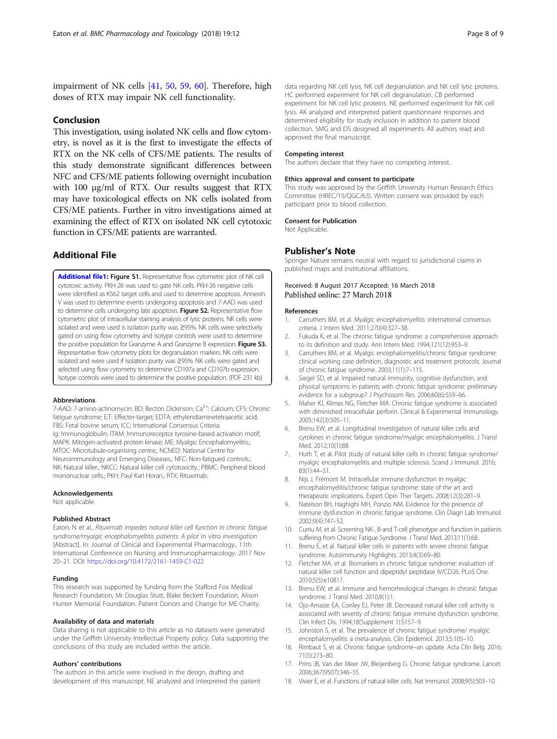impairment of NK cells [41, 50, 59, 60]. Therefore, high doses of RTX may impair NK cell functionality.

## Conclusion

This investigation, using isolated NK cells and flow cytometry, is novel as it is the first to investigate the effects of RTX on the NK cells of CFS/ME patients. The results of this study demonstrate significant differences between NFC and CFS/ME patients following overnight incubation with 100 μg/ml of RTX. Our results suggest that RTX may have toxicological effects on NK cells isolated from CFS/ME patients. Further in vitro investigations aimed at examining the effect of RTX on isolated NK cell cytotoxic function in CFS/ME patients are warranted.

## Additional File

**Additional file1: Figure S1.** Representative flow cytometric plot of NK cell cytotoxic activity. PKH-26 was used to gate NK cells. PKH-26 negative cells were identified as K562 target cells and used to determine apoptosis. Annexin V was used to determine events undergoing apoptosis and 7-AAD was used to determine cells undergoing late apoptosis. **Figure S2.** Representative flow cytometric plot of intracellular staining analysis of lytic proteins. NK cells were isolated and were used is isolation purity was ≥95%. NK cells were selectively gated on using flow cytometry and isotype controls were used to determine the positive population for Granzyme A and Granzyme B expression. **Figure S3.** Representative flow cytometry plots for degranulation markers. NK cells were isolated and were used if isolation purity was ≥95%. NK cells were gated and selected using flow cytometry to determine CD107a and CD107b expression. Isotype controls were used to determine the positive population. (PDF 231 kb)

### Abbreviations

7-AAD: 7-amino-actinomycin; BD: Becton Dickinson; $Ca^{2+}$: Calcium; CFS: Chronic fatigue syndrome; E:T: Effecter-target; EDTA: ethylendiaminetetraacetic acid; FBS: Fetal bovine serum; ICC: International Consensus Criteria; Ig: Immunoglobulin; ITAM: Immunoreceptor tyrosine-based activation motif; MAPK: Mitogen-activated protein kinase; ME: Myalgic Encephalomyelitis.; MTOC: Microtubule-organising centre.; NCNED: National Centre for Neuroimmunology and Emerging Diseases.; NFC: Non-fatigued controls.; NK: Natural killer.; NKCC: Natural killer cell cytotoxicity.; PBMC: Peripheral blood mononuclear cells.; PKH: Paul Karl Horan.; RTX: Rituximab.

### Acknowledgements

Not applicable.

### Published Abstract

Eaton, N et al., *Rituximab impedes natural killer cell function in chronic fatigue syndrome/myalgic encephalomyeltitis patients: A pilot in vitro investigation* [Abstract]. In: Journal of Clinical and Experimental Pharmacology., 11th International Conference on Nursing and Immunopharmacology. 2017 Nov 20–21. DOI: https://doi.org/10.4172/2161-1459-C1-022

### Funding

This research was supported by funding from the Stafford Fox Medical Research Foundation, Mr Douglas Stutt, Blake Beckett Foundation, Alison Hunter Memorial Foundation. Patient Donors and Change for ME Charity.

### Availability of data and materials

Data sharing is not applicable to this article as no datasets were generated under the Griffith University Intellectual Property policy. Data supporting the conclusions of this study are included within the article.

### Authors' contributions

The authors in this article were involved in the design, drafting and development of this manuscript. NE analyzed and interpreted the patient data regarding NK cell lysis, NK cell degranulation and NK cell lytic proteins. HC performed experiment for NK cell degranulation. CB performed experiment for NK cell lytic proteins. NE performed experiment for NK cell lysis. AK analyzed and interpreted patient questionnaire responses and determined eligibility for study inclusion in addition to patient blood collection. SMG and DS designed all experiments. All authors read and approved the final manuscript.

### Competing interest

The authors declare that they have no competing interest.

### Ethics approval and consent to participate

This study was approved by the Griffith University Human Research Ethics Committee (HREC/15/QGC/63). Written consent was provided by each participant prior to blood collection.

### Consent for Publication

Not Applicable.

## Publisher's Note

Springer Nature remains neutral with regard to jurisdictional claims in published maps and institutional affiliations.

Received: 8 August 2017 Accepted: 16 March 2018
Published online: 27 March 2018

### References

1. Carruthers BM, et al. Myalgic encephalomyelitis: international consensus criteria. J Intern Med. 2011;270(4):327–38.
2. Fukuda K, et al. The chronic fatigue syndrome: a comprehensive approach to its definition and study. Ann Intern Med. 1994;121(12):953–9.
3. Carruthers BM, et al. Myalgic encephalomyelitis/chronic fatigue syndrome: clinical working case definition, diagnostic and treatment protocols. Journal of chronic fatigue syndrome. 2003;11(1):7–115.
4. Siegel SD, et al. Impaired natural immunity, cognitive dysfunction, and physical symptoms in patients with chronic fatigue syndrome: preliminary evidence for a subgroup? J Psychosom Res. 2006;60(6):559–66.
5. Maher KJ, Klimas NG, Fletcher MA. Chronic fatigue syndrome is associated with diminished intracellular perforin. Clinical & Experimental Immunology. 2005;142(3):505–11.
6. Brenu EW, et al. Longitudinal investigation of natural killer cells and cytokines in chronic fatigue syndrome/myalgic encephalomyelitis. J Transl Med. 2012;10(1):88.
7. Huth T, et al. Pilot study of natural killer cells in chronic fatigue syndrome/ myalgic encephalomyelitis and multiple sclerosis. Scand J Immunol. 2016; 83(1):44–51.
8. Nijs J, Frémont M. Intracellular immune dysfunction in myalgic encephalomyelitis/chronic fatigue syndrome: state of the art and therapeutic implications. Expert Opin Ther Targets. 2008;12(3):281–9.
9. Natelson BH, Haghighi MH, Ponzio NM. Evidence for the presence of immune dysfunction in chronic fatigue syndrome. Clin Diagn Lab Immunol. 2002;9(4):747–52.
10. Curriu M, et al. Screening NK-, B-and T-cell phenotype and function in patients suffering from Chronic Fatigue Syndrome. J Transl Med. 2013;11(1):68.
11. Brenu E, et al. Natural killer cells in patients with severe chronic fatigue syndrome. Autoimmunity Highlights. 2013;4(3):69–80.
12. Fletcher MA, et al. Biomarkers in chronic fatigue syndrome: evaluation of natural killer cell function and dipeptidyl peptidase IV/CD26. PLoS One. 2010;5(5):e10817.
13. Brenu EW, et al. Immune and hemorheological changes in chronic fatigue syndrome. J Transl Med. 2010;8(1):1.
14. Ojo-Amaize EA, Conley EJ, Peter JB. Decreased natural killer cell activity is associated with severity of chronic fatigue immune dysfunction syndrome. Clin Infect Dis. 1994;18(Supplement 1):S157–9.
15. Johnston S, et al. The prevalence of chronic fatigue syndrome/ myalgic encephalomyelitis: a meta-analysis. Clin Epidemiol. 2013;5:105–10.
16. Rimbaut S, et al. Chronic fatigue syndrome–an update. Acta Clin Belg. 2016; 71(5):273–80.
17. Prins JB, Van der Meer JW, Bleijenberg G. Chronic fatigue syndrome. Lancet. 2006;367(9507):346–55.
18. Vivier E, et al. Functions of natural killer cells. Nat Immunol. 2008;9(5):503–10.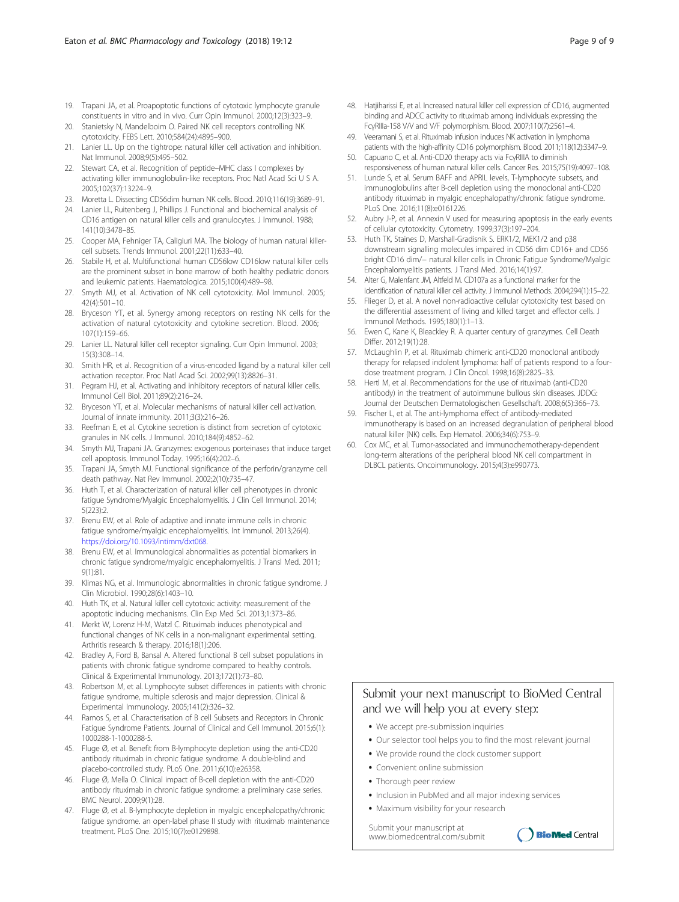19. Trapani JA, et al. Proapoptotic functions of cytotoxic lymphocyte granule constituents in vitro and in vivo. Curr Opin Immunol. 2000;12(3):323–9.
20. Stanietsky N, Mandelboim O. Paired NK cell receptors controlling NK cytotoxicity. FEBS Lett. 2010;584(24):4895–900.
21. Lanier LL. Up on the tightrope: natural killer cell activation and inhibition. Nat Immunol. 2008;9(5):495–502.
22. Stewart CA, et al. Recognition of peptide–MHC class I complexes by activating killer immunoglobulin-like receptors. Proc Natl Acad Sci U S A. 2005;102(37):13224–9.
23. Moretta L. Dissecting CD56dim human NK cells. Blood. 2010;116(19):3689–91.
24. Lanier LL, Ruitenberg J, Phillips J. Functional and biochemical analysis of CD16 antigen on natural killer cells and granulocytes. J Immunol. 1988; 141(10):3478–85.
25. Cooper MA, Fehniger TA, Caligiuri MA. The biology of human natural killer-cell subsets. Trends Immunol. 2001;22(11):633–40.
26. Stabile H, et al. Multifunctional human CD56low CD16low natural killer cells are the prominent subset in bone marrow of both healthy pediatric donors and leukemic patients. Haematologica. 2015;100(4):489–98.
27. Smyth MJ, et al. Activation of NK cell cytotoxicity. Mol Immunol. 2005; 42(4):501–10.
28. Bryceson YT, et al. Synergy among receptors on resting NK cells for the activation of natural cytotoxicity and cytokine secretion. Blood. 2006; 107(1):159–66.
29. Lanier LL. Natural killer cell receptor signaling. Curr Opin Immunol. 2003; 15(3):308–14.
30. Smith HR, et al. Recognition of a virus-encoded ligand by a natural killer cell activation receptor. Proc Natl Acad Sci. 2002;99(13):8826–31.
31. Pegram HJ, et al. Activating and inhibitory receptors of natural killer cells. Immunol Cell Biol. 2011;89(2):216–24.
32. Bryceson YT, et al. Molecular mechanisms of natural killer cell activation. Journal of innate immunity. 2011;3(3):216–26.
33. Reefman E, et al. Cytokine secretion is distinct from secretion of cytotoxic granules in NK cells. J Immunol. 2010;184(9):4852–62.
34. Smyth MJ, Trapani JA. Granzymes: exogenous porteinases that induce target cell apoptosis. Immunol Today. 1995;16(4):202–6.
35. Trapani JA, Smyth MJ. Functional significance of the perforin/granzyme cell death pathway. Nat Rev Immunol. 2002;2(10):735–47.
36. Huth T, et al. Characterization of natural killer cell phenotypes in chronic fatigue Syndrome/Myalgic Encephalomyelitis. J Clin Cell Immunol. 2014; 5(223):2.
37. Brenu EW, et al. Role of adaptive and innate immune cells in chronic fatigue syndrome/myalgic encephalomyelitis. Int Immunol. 2013;26(4). https://doi.org/10.1093/intimm/dxt068.
38. Brenu EW, et al. Immunological abnormalities as potential biomarkers in chronic fatigue syndrome/myalgic encephalomyelitis. J Transl Med. 2011; 9(1):81.
39. Klimas NG, et al. Immunologic abnormalities in chronic fatigue syndrome. J Clin Microbiol. 1990;28(6):1403–10.
40. Huth TK, et al. Natural killer cell cytotoxic activity: measurement of the apoptotic inducing mechanisms. Clin Exp Med Sci. 2013;1:373–86.
41. Merkt W, Lorenz H-M, Watzl C. Rituximab induces phenotypical and functional changes of NK cells in a non-malignant experimental setting. Arthritis research & therapy. 2016;18(1):206.
42. Bradley A, Ford B, Bansal A. Altered functional B cell subset populations in patients with chronic fatigue syndrome compared to healthy controls. Clinical & Experimental Immunology. 2013;172(1):73–80.
43. Robertson M, et al. Lymphocyte subset differences in patients with chronic fatigue syndrome, multiple sclerosis and major depression. Clinical & Experimental Immunology. 2005;141(2):326–32.
44. Ramos S, et al. Characterisation of B cell Subsets and Receptors in Chronic Fatigue Syndrome Patients. Journal of Clinical and Cell Immunol. 2015;6(1): 1000288-1-1000288-5.
45. Fluge Ø, et al. Benefit from B-lymphocyte depletion using the anti-CD20 antibody rituximab in chronic fatigue syndrome. A double-blind and placebo-controlled study. PLoS One. 2011;6(10):e26358.
46. Fluge Ø, Mella O. Clinical impact of B-cell depletion with the anti-CD20 antibody rituximab in chronic fatigue syndrome: a preliminary case series. BMC Neurol. 2009;9(1):28.
47. Fluge Ø, et al. B-lymphocyte depletion in myalgic encephalopathy/chronic fatigue syndrome. an open-label phase II study with rituximab maintenance treatment. PLoS One. 2015;10(7):e0129898.
48. Hatjiharissi E, et al. Increased natural killer cell expression of CD16, augmented binding and ADCC activity to rituximab among individuals expressing the FcγRIIIa-158 V/V and V/F polymorphism. Blood. 2007;110(7):2561–4.
49. Veeramani S, et al. Rituximab infusion induces NK activation in lymphoma patients with the high-affinity CD16 polymorphism. Blood. 2011;118(12):3347–9.
50. Capuano C, et al. Anti-CD20 therapy acts via FcγRIIIA to diminish responsiveness of human natural killer cells. Cancer Res. 2015;75(19):4097–108.
51. Lunde S, et al. Serum BAFF and APRIL levels, T-lymphocyte subsets, and immunoglobulins after B-cell depletion using the monoclonal anti-CD20 antibody rituximab in myalgic encephalopathy/chronic fatigue syndrome. PLoS One. 2016;11(8):e0161226.
52. Aubry J-P, et al. Annexin V used for measuring apoptosis in the early events of cellular cytotoxicity. Cytometry. 1999;37(3):197–204.
53. Huth TK, Staines D, Marshall-Gradisnik S. ERK1/2, MEK1/2 and p38 downstream signalling molecules impaired in CD56 dim CD16+ and CD56 bright CD16 dim/− natural killer cells in Chronic Fatigue Syndrome/Myalgic Encephalomyelitis patients. J Transl Med. 2016;14(1):97.
54. Alter G, Malenfant JM, Altfeld M. CD107a as a functional marker for the identification of natural killer cell activity. J Immunol Methods. 2004;294(1):15–22.
55. Flieger D, et al. A novel non-radioactive cellular cytotoxicity test based on the differential assessment of living and killed target and effector cells. J Immunol Methods. 1995;180(1):1–13.
56. Ewen C, Kane K, Bleackley R. A quarter century of granzymes. Cell Death Differ. 2012;19(1):28.
57. McLaughlin P, et al. Rituximab chimeric anti-CD20 monoclonal antibody therapy for relapsed indolent lymphoma: half of patients respond to a four-dose treatment program. J Clin Oncol. 1998;16(8):2825–33.
58. Hertl M, et al. Recommendations for the use of rituximab (anti-CD20 antibody) in the treatment of autoimmune bullous skin diseases. JDDG: Journal der Deutschen Dermatologischen Gesellschaft. 2008;6(5):366–73.
59. Fischer L, et al. The anti-lymphoma effect of antibody-mediated immunotherapy is based on an increased degranulation of peripheral blood natural killer (NK) cells. Exp Hematol. 2006;34(6):753–9.
60. Cox MC, et al. Tumor-associated and immunochemotherapy-dependent long-term alterations of the peripheral blood NK cell compartment in DLBCL patients. Oncoimmunology. 2015;4(3):e990773.

Submit your next manuscript to BioMed Central and we will help you at every step:

- We accept pre-submission inquiries
- Our selector tool helps you to find the most relevant journal
- We provide round the clock customer support
- Convenient online submission
- Thorough peer review
- Inclusion in PubMed and all major indexing services
- Maximum visibility for your research

Submit your manuscript at
www.biomedcentral.com/submit

BioMed Central